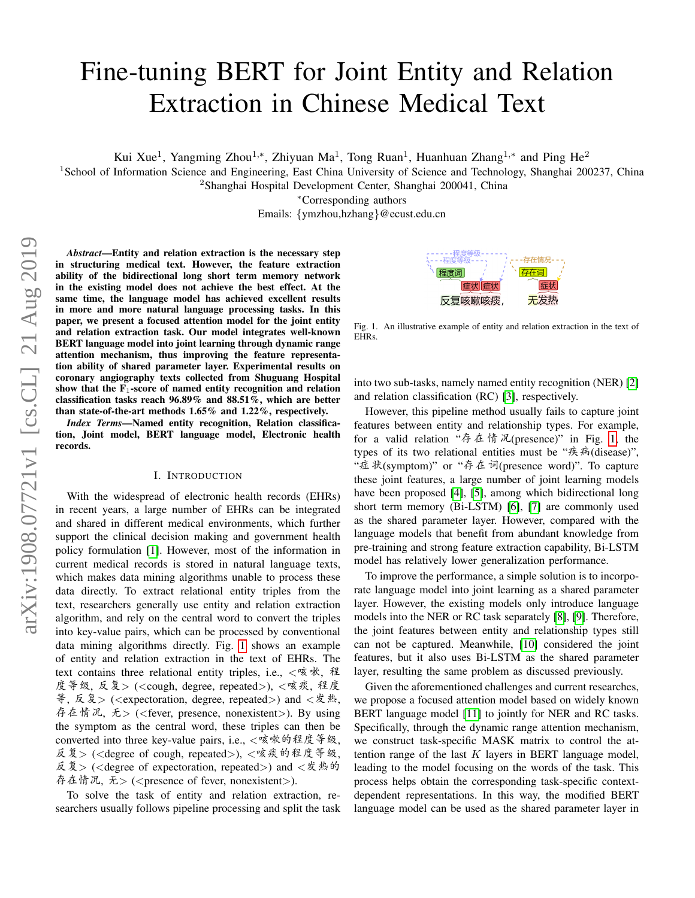# Fine-tuning BERT for Joint Entity and Relation Extraction in Chinese Medical Text

Kui Xue[1], Yangming Zhou[1,*], Zhiyuan Ma[1], Tong Ruan[1], Huanhuan Zhang[1,*] and Ping He[2]

[1]School of Information Science and Engineering, East China University of Science and Technology, Shanghai 200237, China
[2]Shanghai Hospital Development Center, Shanghai 200041, China
[*]Corresponding authors
Emails: {ymzhou,hzhang}@ecust.edu.cn

***Abstract*—Entity and relation extraction is the necessary step in structuring medical text. However, the feature extraction ability of the bidirectional long short term memory network in the existing model does not achieve the best effect. At the same time, the language model has achieved excellent results in more and more natural language processing tasks. In this paper, we present a focused attention model for the joint entity and relation extraction task. Our model integrates well-known BERT language model into joint learning through dynamic range attention mechanism, thus improving the feature representation ability of shared parameter layer. Experimental results on coronary angiography texts collected from Shuguang Hospital show that the $F_1$-score of named entity recognition and relation classification tasks reach 96.89% and 88.51%, which are better than state-of-the-art methods 1.65% and 1.22%, respectively.**

***Index Terms*—Named entity recognition, Relation classification, Joint model, BERT language model, Electronic health records.**

## I. Introduction

With the widespread of electronic health records (EHRs) in recent years, a large number of EHRs can be integrated and shared in different medical environments, which further support the clinical decision making and government health policy formulation [1]. However, most of the information in current medical records is stored in natural language texts, which makes data mining algorithms unable to process these data directly. To extract relational entity triples from the text, researchers generally use entity and relation extraction algorithm, and rely on the central word to convert the triples into key-value pairs, which can be processed by conventional data mining algorithms directly. Fig. 1 shows an example of entity and relation extraction in the text of EHRs. The text contains three relational entity triples, i.e., <咳嗽, 程度等级, 反复> (<cough, degree, repeated>), <咳痰, 程度等级, 反复> (<expectoration, degree, repeated>) and <发热, 存在情况, 无> (<fever, presence, nonexistent>). By using the symptom as the central word, these triples can then be converted into three key-value pairs, i.e., <咳嗽的程度等级, 反复> (<degree of cough, repeated>), <咳痰的程度等级, 反复> (<degree of expectoration, repeated>) and <发热的存在情况, 无> (<presence of fever, nonexistent>).

To solve the task of entity and relation extraction, researchers usually follows pipeline processing and split the task into two sub-tasks, namely named entity recognition (NER) [2] and relation classification (RC) [3], respectively.

Fig. 1. An illustrative example of entity and relation extraction in the text of EHRs.

However, this pipeline method usually fails to capture joint features between entity and relationship types. For example, for a valid relation "存在情况(presence)" in Fig. 1, the types of its two relational entities must be "疾病(disease)", "症状(symptom)" or "存在词(presence word)". To capture these joint features, a large number of joint learning models have been proposed [4], [5], among which bidirectional long short term memory (Bi-LSTM) [6], [7] are commonly used as the shared parameter layer. However, compared with the language models that benefit from abundant knowledge from pre-training and strong feature extraction capability, Bi-LSTM model has relatively lower generalization performance.

To improve the performance, a simple solution is to incorporate language model into joint learning as a shared parameter layer. However, the existing models only introduce language models into the NER or RC task separately [8], [9]. Therefore, the joint features between entity and relationship types still can not be captured. Meanwhile, [10] considered the joint features, but it also uses Bi-LSTM as the shared parameter layer, resulting the same problem as discussed previously.

Given the aforementioned challenges and current researches, we propose a focused attention model based on widely known BERT language model [11] to jointly for NER and RC tasks. Specifically, through the dynamic range attention mechanism, we construct task-specific MASK matrix to control the attention range of the last $K$ layers in BERT language model, leading to the model focusing on the words of the task. This process helps obtain the corresponding task-specific context-dependent representations. In this way, the modified BERT language model can be used as the shared parameter layer in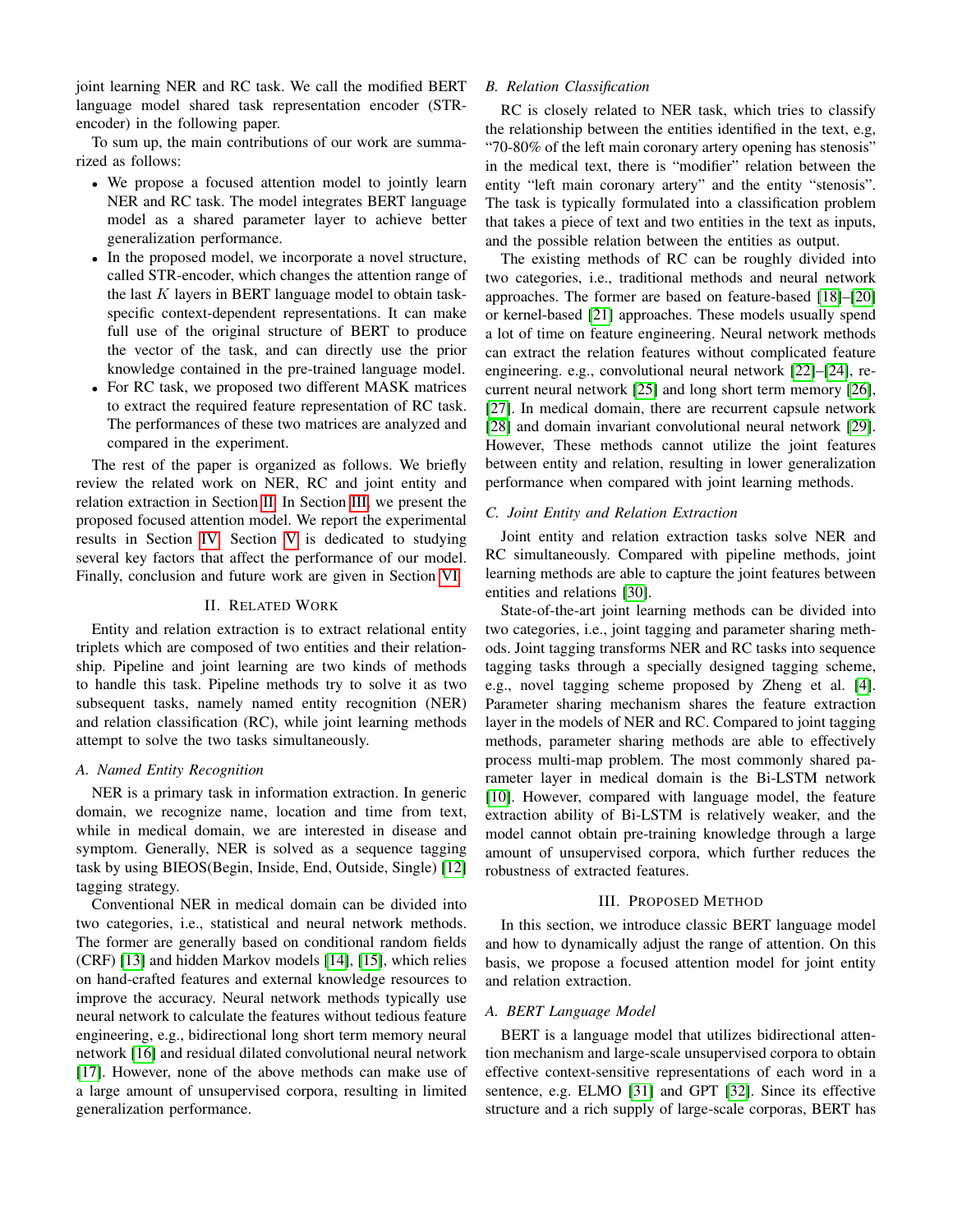joint learning NER and RC task. We call the modified BERT language model shared task representation encoder (STR-encoder) in the following paper.

To sum up, the main contributions of our work are summarized as follows:

- We propose a focused attention model to jointly learn NER and RC task. The model integrates BERT language model as a shared parameter layer to achieve better generalization performance.
- In the proposed model, we incorporate a novel structure, called STR-encoder, which changes the attention range of the last $K$ layers in BERT language model to obtain task-specific context-dependent representations. It can make full use of the original structure of BERT to produce the vector of the task, and can directly use the prior knowledge contained in the pre-trained language model.
- For RC task, we proposed two different MASK matrices to extract the required feature representation of RC task. The performances of these two matrices are analyzed and compared in the experiment.

The rest of the paper is organized as follows. We briefly review the related work on NER, RC and joint entity and relation extraction in Section II. In Section III, we present the proposed focused attention model. We report the experimental results in Section IV. Section V is dedicated to studying several key factors that affect the performance of our model. Finally, conclusion and future work are given in Section VI.

## II. Related Work

Entity and relation extraction is to extract relational entity triplets which are composed of two entities and their relationship. Pipeline and joint learning are two kinds of methods to handle this task. Pipeline methods try to solve it as two subsequent tasks, namely named entity recognition (NER) and relation classification (RC), while joint learning methods attempt to solve the two tasks simultaneously.

### A. Named Entity Recognition

NER is a primary task in information extraction. In generic domain, we recognize name, location and time from text, while in medical domain, we are interested in disease and symptom. Generally, NER is solved as a sequence tagging task by using BIEOS(Begin, Inside, End, Outside, Single) [12] tagging strategy.

Conventional NER in medical domain can be divided into two categories, i.e., statistical and neural network methods. The former are generally based on conditional random fields (CRF) [13] and hidden Markov models [14], [15], which relies on hand-crafted features and external knowledge resources to improve the accuracy. Neural network methods typically use neural network to calculate the features without tedious feature engineering, e.g., bidirectional long short term memory neural network [16] and residual dilated convolutional neural network [17]. However, none of the above methods can make use of a large amount of unsupervised corpora, resulting in limited generalization performance.

### B. Relation Classification

RC is closely related to NER task, which tries to classify the relationship between the entities identified in the text, e.g, "70-80% of the left main coronary artery opening has stenosis" in the medical text, there is "modifier" relation between the entity "left main coronary artery" and the entity "stenosis". The task is typically formulated into a classification problem that takes a piece of text and two entities in the text as inputs, and the possible relation between the entities as output.

The existing methods of RC can be roughly divided into two categories, i.e., traditional methods and neural network approaches. The former are based on feature-based [18]–[20] or kernel-based [21] approaches. These models usually spend a lot of time on feature engineering. Neural network methods can extract the relation features without complicated feature engineering. e.g., convolutional neural network [22]–[24], recurrent neural network [25] and long short term memory [26], [27]. In medical domain, there are recurrent capsule network [28] and domain invariant convolutional neural network [29]. However, These methods cannot utilize the joint features between entity and relation, resulting in lower generalization performance when compared with joint learning methods.

### C. Joint Entity and Relation Extraction

Joint entity and relation extraction tasks solve NER and RC simultaneously. Compared with pipeline methods, joint learning methods are able to capture the joint features between entities and relations [30].

State-of-the-art joint learning methods can be divided into two categories, i.e., joint tagging and parameter sharing methods. Joint tagging transforms NER and RC tasks into sequence tagging tasks through a specially designed tagging scheme, e.g., novel tagging scheme proposed by Zheng et al. [4]. Parameter sharing mechanism shares the feature extraction layer in the models of NER and RC. Compared to joint tagging methods, parameter sharing methods are able to effectively process multi-map problem. The most commonly shared parameter layer in medical domain is the Bi-LSTM network [10]. However, compared with language model, the feature extraction ability of Bi-LSTM is relatively weaker, and the model cannot obtain pre-training knowledge through a large amount of unsupervised corpora, which further reduces the robustness of extracted features.

## III. Proposed Method

In this section, we introduce classic BERT language model and how to dynamically adjust the range of attention. On this basis, we propose a focused attention model for joint entity and relation extraction.

### A. BERT Language Model

BERT is a language model that utilizes bidirectional attention mechanism and large-scale unsupervised corpora to obtain effective context-sensitive representations of each word in a sentence, e.g. ELMO [31] and GPT [32]. Since its effective structure and a rich supply of large-scale corporas, BERT has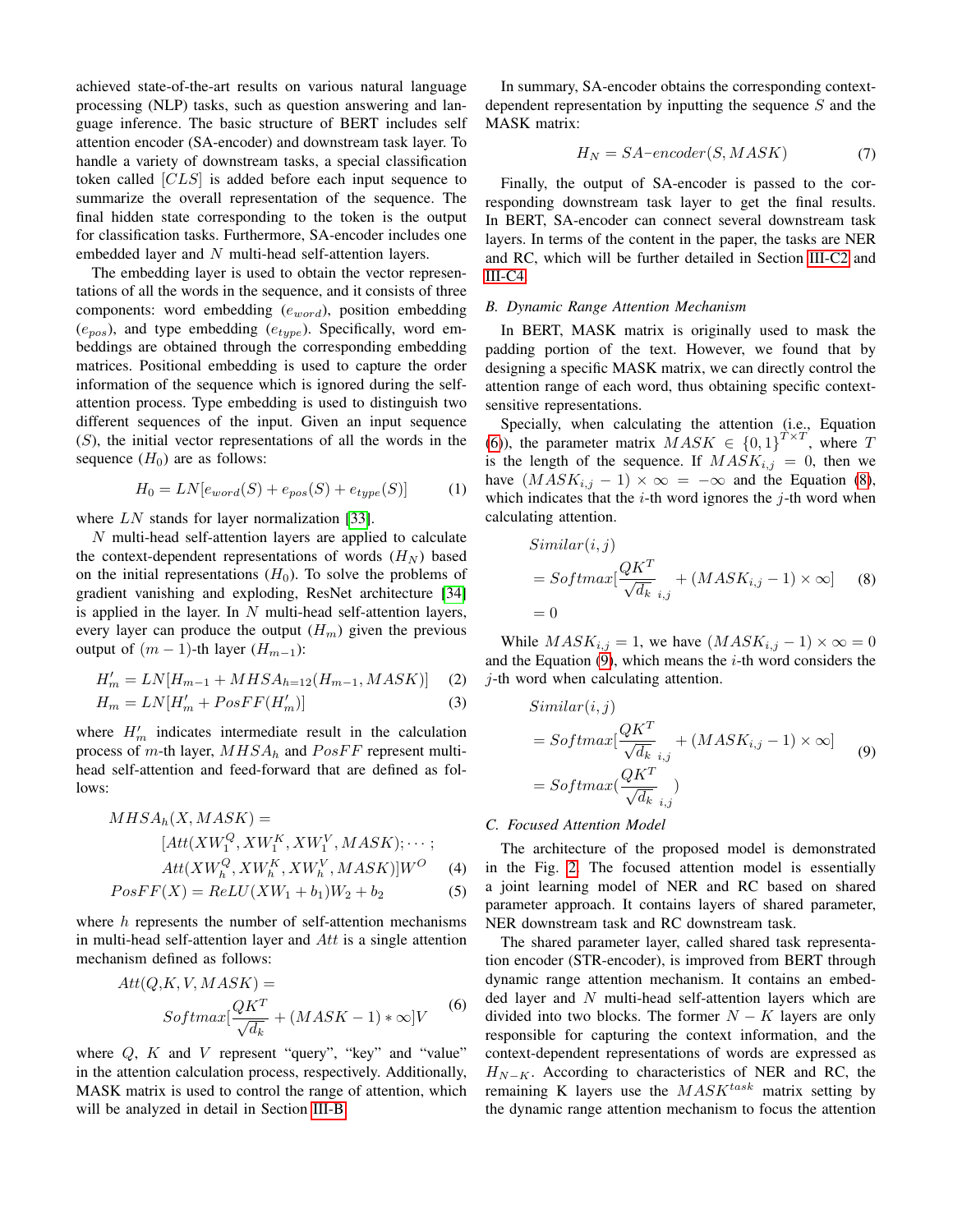achieved state-of-the-art results on various natural language processing (NLP) tasks, such as question answering and language inference. The basic structure of BERT includes self attention encoder (SA-encoder) and downstream task layer. To handle a variety of downstream tasks, a special classification token called $[CLS]$ is added before each input sequence to summarize the overall representation of the sequence. The final hidden state corresponding to the token is the output for classification tasks. Furthermore, SA-encoder includes one embedded layer and $N$ multi-head self-attention layers.

The embedding layer is used to obtain the vector representations of all the words in the sequence, and it consists of three components: word embedding ($e_{word}$), position embedding ($e_{pos}$), and type embedding ($e_{type}$). Specifically, word embeddings are obtained through the corresponding embedding matrices. Positional embedding is used to capture the order information of the sequence which is ignored during the self-attention process. Type embedding is used to distinguish two different sequences of the input. Given an input sequence ($S$), the initial vector representations of all the words in the sequence ($H_0$) are as follows:

$$H_0 = LN[e_{word}(S) + e_{pos}(S) + e_{type}(S)] \tag{1}$$

where $LN$ stands for layer normalization [33].

$N$ multi-head self-attention layers are applied to calculate the context-dependent representations of words ($H_N$) based on the initial representations ($H_0$). To solve the problems of gradient vanishing and exploding, ResNet architecture [34] is applied in the layer. In $N$ multi-head self-attention layers, every layer can produce the output ($H_m$) given the previous output of $(m-1)$-th layer ($H_{m-1}$):

$$H'_m = LN[H_{m-1} + MHSA_{h=12}(H_{m-1}, MASK)] \tag{2}$$

$$H_m = LN[H'_m + PosFF(H'_m)] \tag{3}$$

where $H'_m$ indicates intermediate result in the calculation process of $m$-th layer, $MHSA_h$ and $PosFF$ represent multi-head self-attention and feed-forward that are defined as follows:

$$\begin{aligned} MHSA_h(X, MASK) = & \\ & [Att(XW_1^Q, XW_1^K, XW_1^V, MASK); \cdots ; \\ & Att(XW_h^Q, XW_h^K, XW_h^V, MASK)]W^O \end{aligned} \tag{4}$$

$$PosFF(X) = ReLU(XW_1 + b_1)W_2 + b_2 \tag{5}$$

where $h$ represents the number of self-attention mechanisms in multi-head self-attention layer and $Att$ is a single attention mechanism defined as follows:

$$\begin{aligned} & Att(Q,K,V,MASK) = \\ & \qquad Softmax[\frac{QK^T}{\sqrt{d_k}} + (MASK - 1) * \infty]V \end{aligned} \tag{6}$$

where $Q$, $K$ and $V$ represent "query", "key" and "value" in the attention calculation process, respectively. Additionally, MASK matrix is used to control the range of attention, which will be analyzed in detail in Section III-B.

In summary, SA-encoder obtains the corresponding context-dependent representation by inputting the sequence $S$ and the MASK matrix:

$$H_N = SA\text{-}encoder(S, MASK) \tag{7}$$

Finally, the output of SA-encoder is passed to the corresponding downstream task layer to get the final results. In BERT, SA-encoder can connect several downstream task layers. In terms of the content in the paper, the tasks are NER and RC, which will be further detailed in Section III-C2 and III-C4.

### B. Dynamic Range Attention Mechanism

In BERT, MASK matrix is originally used to mask the padding portion of the text. However, we found that by designing a specific MASK matrix, we can directly control the attention range of each word, thus obtaining specific context-sensitive representations.

Specially, when calculating the attention (i.e., Equation (6)), the parameter matrix $MASK \in \{0, 1\}^{T \times T}$, where $T$ is the length of the sequence. If $MASK_{i,j} = 0$, then we have $(MASK_{i,j} - 1) \times \infty = -\infty$ and the Equation (8), which indicates that the $i$-th word ignores the $j$-th word when calculating attention.

$$\begin{aligned} & Similar(i,j) \\ & = Softmax[\frac{QK^T}{\sqrt{d_k}}_{i,j} + (MASK_{i,j} - 1) \times \infty] \\ & = 0 \end{aligned} \tag{8}$$

While $MASK_{i,j} = 1$, we have $(MASK_{i,j} - 1) \times \infty = 0$ and the Equation (9), which means the $i$-th word considers the $j$-th word when calculating attention.

$$\begin{aligned} & Similar(i,j) \\ & = Softmax[\frac{QK^T}{\sqrt{d_k}}_{i,j} + (MASK_{i,j} - 1) \times \infty] \\ & = Softmax(\frac{QK^T}{\sqrt{d_k}}_{i,j}) \end{aligned} \tag{9}$$

### C. Focused Attention Model

The architecture of the proposed model is demonstrated in the Fig. 2. The focused attention model is essentially a joint learning model of NER and RC based on shared parameter approach. It contains layers of shared parameter, NER downstream task and RC downstream task.

The shared parameter layer, called shared task representation encoder (STR-encoder), is improved from BERT through dynamic range attention mechanism. It contains an embedded layer and $N$ multi-head self-attention layers which are divided into two blocks. The former $N-K$ layers are only responsible for capturing the context information, and the context-dependent representations of words are expressed as $H_{N-K}$. According to characteristics of NER and RC, the remaining K layers use the $MASK^{task}$ matrix setting by the dynamic range attention mechanism to focus the attention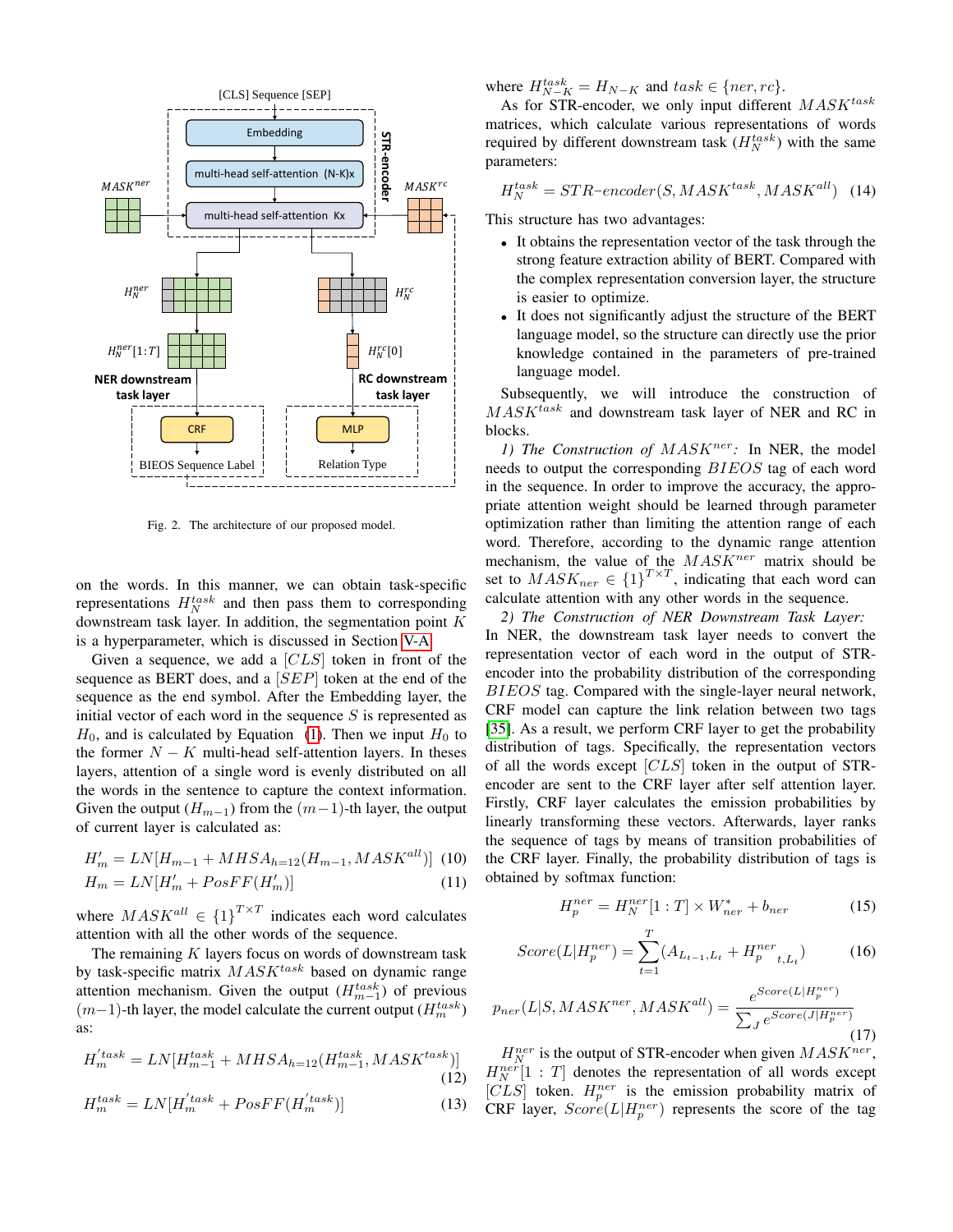Fig. 2. The architecture of our proposed model.

on the words. In this manner, we can obtain task-specific representations $H_N^{task}$ and then pass them to corresponding downstream task layer. In addition, the segmentation point $K$ is a hyperparameter, which is discussed in Section V-A.

Given a sequence, we add a $[CLS]$ token in front of the sequence as BERT does, and a $[SEP]$ token at the end of the sequence as the end symbol. After the Embedding layer, the initial vector of each word in the sequence $S$ is represented as $H_0$, and is calculated by Equation (1). Then we input $H_0$ to the former $N-K$ multi-head self-attention layers. In theses layers, attention of a single word is evenly distributed on all the words in the sentence to capture the context information. Given the output ($H_{m-1}$) from the $(m-1)$-th layer, the output of current layer is calculated as:

$$H'_m = LN[H_{m-1} + MHSA_{h=12}(H_{m-1}, MASK^{all})] \quad (10)$$

$$H_m = LN[H'_m + PosFF(H'_m)] \quad (11)$$

where $MASK^{all} \in \{1\}^{T\times T}$ indicates each word calculates attention with all the other words of the sequence.

The remaining $K$ layers focus on words of downstream task by task-specific matrix $MASK^{task}$ based on dynamic range attention mechanism. Given the output ($H_{m-1}^{task}$) of previous $(m-1)$-th layer, the model calculate the current output ($H_m^{task}$) as:

$$H_m^{'task} = LN[H_{m-1}^{task} + MHSA_{h=12}(H_{m-1}^{task}, MASK^{task})] \quad (12)$$

$$H_m^{task} = LN[H_m^{'task} + PosFF(H_m^{'task})] \quad (13)$$

where $H_{N-K}^{task} = H_{N-K}$ and $task \in \{ner, rc\}$.

As for STR-encoder, we only input different $MASK^{task}$ matrices, which calculate various representations of words required by different downstream task ($H_N^{task}$) with the same parameters:

$$H_N^{task} = STR\text{-}encoder(S, MASK^{task}, MASK^{all}) \quad (14)$$

This structure has two advantages:

- It obtains the representation vector of the task through the strong feature extraction ability of BERT. Compared with the complex representation conversion layer, the structure is easier to optimize.
- It does not significantly adjust the structure of the BERT language model, so the structure can directly use the prior knowledge contained in the parameters of pre-trained language model.

Subsequently, we will introduce the construction of $MASK^{task}$ and downstream task layer of NER and RC in blocks.

*1) The Construction of $MASK^{ner}$:* In NER, the model needs to output the corresponding $BIEOS$ tag of each word in the sequence. In order to improve the accuracy, the appropriate attention weight should be learned through parameter optimization rather than limiting the attention range of each word. Therefore, according to the dynamic range attention mechanism, the value of the $MASK^{ner}$ matrix should be set to $MASK_{ner} \in \{1\}^{T\times T}$, indicating that each word can calculate attention with any other words in the sequence.

*2) The Construction of NER Downstream Task Layer:* In NER, the downstream task layer needs to convert the representation vector of each word in the output of STR-encoder into the probability distribution of the corresponding $BIEOS$ tag. Compared with the single-layer neural network, CRF model can capture the link relation between two tags [35]. As a result, we perform CRF layer to get the probability distribution of tags. Specifically, the representation vectors of all the words except $[CLS]$ token in the output of STR-encoder are sent to the CRF layer after self attention layer. Firstly, CRF layer calculates the emission probabilities by linearly transforming these vectors. Afterwards, layer ranks the sequence of tags by means of transition probabilities of the CRF layer. Finally, the probability distribution of tags is obtained by softmax function:

$$H_p^{ner} = H_N^{ner}[1:T] \times W_{ner}^{*} + b_{ner} \quad (15)$$

$$Score(L|H_p^{ner}) = \sum_{t=1}^{T} (A_{L_{t-1},L_t} + H_p^{ner}{}_{t,L_t}) \quad (16)$$

$$p_{ner}(L|S, MASK^{ner}, MASK^{all}) = \frac{e^{Score(L|H_p^{ner})}}{\sum_J e^{Score(J|H_p^{ner})}} \quad (17)$$

$H_N^{ner}$ is the output of STR-encoder when given $MASK^{ner}$, $H_N^{ner}[1:T]$ denotes the representation of all words except $[CLS]$ token. $H_p^{ner}$ is the emission probability matrix of CRF layer, $Score(L|H_p^{ner})$ represents the score of the tag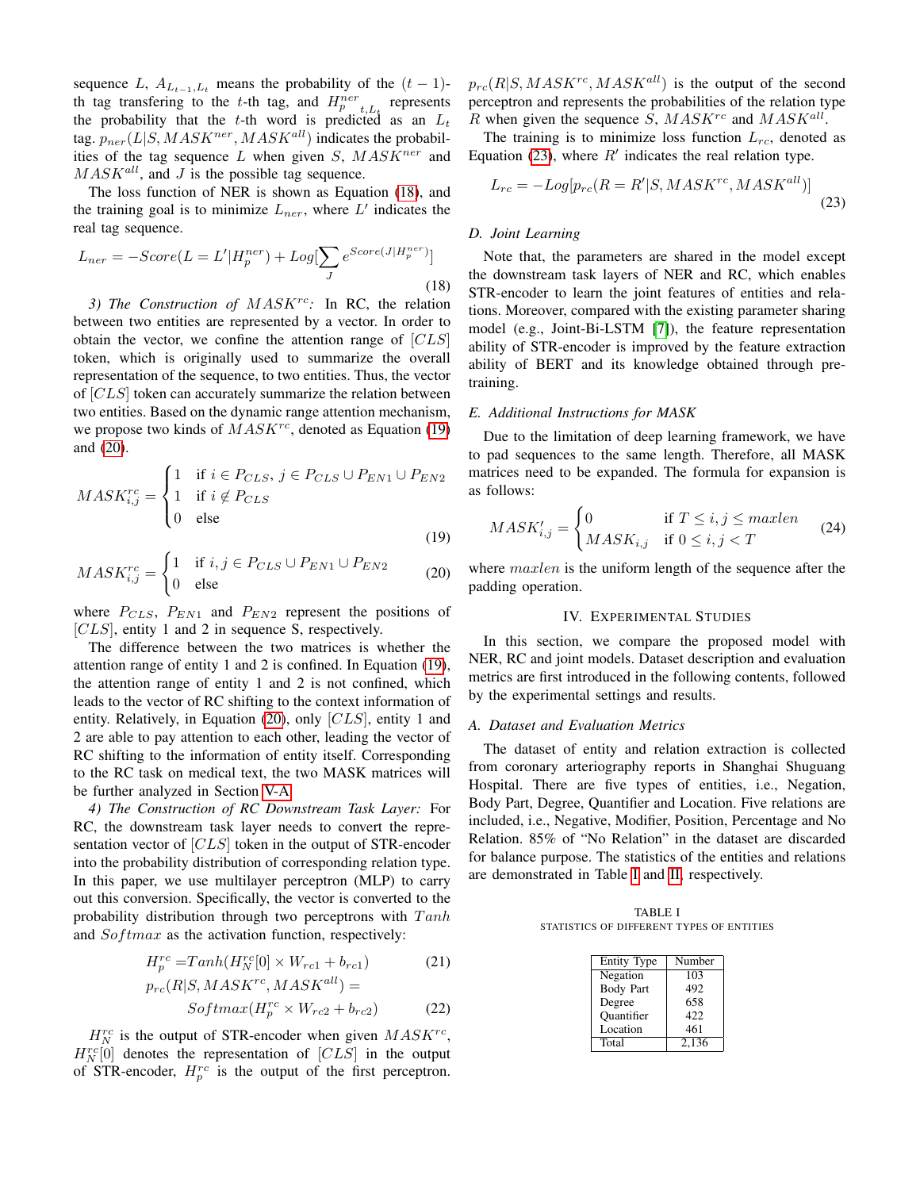sequence $L$, $A_{L_{t-1},L_t}$ means the probability of the $(t-1)$-th tag transfering to the $t$-th tag, and $H^{ner}_{p\ t,L_t}$ represents the probability that the $t$-th word is predicted as an $L_t$ tag. $p_{ner}(L|S, MASK^{ner}, MASK^{all})$ indicates the probabilities of the tag sequence $L$ when given $S$, $MASK^{ner}$ and $MASK^{all}$, and $J$ is the possible tag sequence.

The loss function of NER is shown as Equation (18), and the training goal is to minimize $L_{ner}$, where $L'$ indicates the real tag sequence.

$$L_{ner} = -Score(L = L'|H^{ner}_p) + Log[\sum_J e^{Score(J|H^{ner}_p)}] \tag{18}$$

*3) The Construction of $MASK^{rc}$:* In RC, the relation between two entities are represented by a vector. In order to obtain the vector, we confine the attention range of $[CLS]$ token, which is originally used to summarize the overall representation of the sequence, to two entities. Thus, the vector of $[CLS]$ token can accurately summarize the relation between two entities. Based on the dynamic range attention mechanism, we propose two kinds of $MASK^{rc}$, denoted as Equation (19) and (20).

$$MASK^{rc}_{i,j} = \begin{cases} 1 & \text{if } i \in P_{CLS},\ j \in P_{CLS} \cup P_{EN1} \cup P_{EN2} \\ 1 & \text{if } i \notin P_{CLS} \\ 0 & \text{else} \end{cases} \tag{19}$$

$$MASK^{rc}_{i,j} = \begin{cases} 1 & \text{if } i, j \in P_{CLS} \cup P_{EN1} \cup P_{EN2} \\ 0 & \text{else} \end{cases} \tag{20}$$

where $P_{CLS}$, $P_{EN1}$ and $P_{EN2}$ represent the positions of $[CLS]$, entity 1 and 2 in sequence S, respectively.

The difference between the two matrices is whether the attention range of entity 1 and 2 is confined. In Equation (19), the attention range of entity 1 and 2 is not confined, which leads to the vector of RC shifting to the context information of entity. Relatively, in Equation (20), only $[CLS]$, entity 1 and 2 are able to pay attention to each other, leading the vector of RC shifting to the information of entity itself. Corresponding to the RC task on medical text, the two MASK matrices will be further analyzed in Section V-A.

*4) The Construction of RC Downstream Task Layer:* For RC, the downstream task layer needs to convert the representation vector of $[CLS]$ token in the output of STR-encoder into the probability distribution of corresponding relation type. In this paper, we use multilayer perceptron (MLP) to carry out this conversion. Specifically, the vector is converted to the probability distribution through two perceptrons with $Tanh$ and $Softmax$ as the activation function, respectively:

$$H^{rc}_p = Tanh(H^{rc}_N[0] \times W_{rc1} + b_{rc1}) \tag{21}$$

$$p_{rc}(R|S, MASK^{rc}, MASK^{all}) = Softmax(H^{rc}_p \times W_{rc2} + b_{rc2}) \tag{22}$$

$H^{rc}_N$ is the output of STR-encoder when given $MASK^{rc}$, $H^{rc}_N[0]$ denotes the representation of $[CLS]$ in the output of STR-encoder, $H^{rc}_p$ is the output of the first perceptron. $p_{rc}(R|S, MASK^{rc}, MASK^{all})$ is the output of the second perceptron and represents the probabilities of the relation type $R$ when given the sequence $S$, $MASK^{rc}$ and $MASK^{all}$.

The training is to minimize loss function $L_{rc}$, denoted as Equation (23), where $R'$ indicates the real relation type.

$$L_{rc} = -Log[p_{rc}(R = R'|S, MASK^{rc}, MASK^{all})] \tag{23}$$

### D. Joint Learning

Note that, the parameters are shared in the model except the downstream task layers of NER and RC, which enables STR-encoder to learn the joint features of entities and relations. Moreover, compared with the existing parameter sharing model (e.g., Joint-Bi-LSTM [7]), the feature representation ability of STR-encoder is improved by the feature extraction ability of BERT and its knowledge obtained through pre-training.

### E. Additional Instructions for MASK

Due to the limitation of deep learning framework, we have to pad sequences to the same length. Therefore, all MASK matrices need to be expanded. The formula for expansion is as follows:

$$MASK'_{i,j} = \begin{cases} 0 & \text{if } T \leq i, j \leq maxlen \\ MASK_{i,j} & \text{if } 0 \leq i, j < T \end{cases} \tag{24}$$

where $maxlen$ is the uniform length of the sequence after the padding operation.

## IV. Experimental Studies

In this section, we compare the proposed model with NER, RC and joint models. Dataset description and evaluation metrics are first introduced in the following contents, followed by the experimental settings and results.

### A. Dataset and Evaluation Metrics

The dataset of entity and relation extraction is collected from coronary arteriography reports in Shanghai Shuguang Hospital. There are five types of entities, i.e., Negation, Body Part, Degree, Quantifier and Location. Five relations are included, i.e., Negative, Modifier, Position, Percentage and No Relation. 85% of "No Relation" in the dataset are discarded for balance purpose. The statistics of the entities and relations are demonstrated in Table I and II, respectively.

TABLE I
STATISTICS OF DIFFERENT TYPES OF ENTITIES

| Entity Type | Number |
|---|---|
| Negation | 103 |
| Body Part | 492 |
| Degree | 658 |
| Quantifier | 422 |
| Location | 461 |
| Total | 2,136 |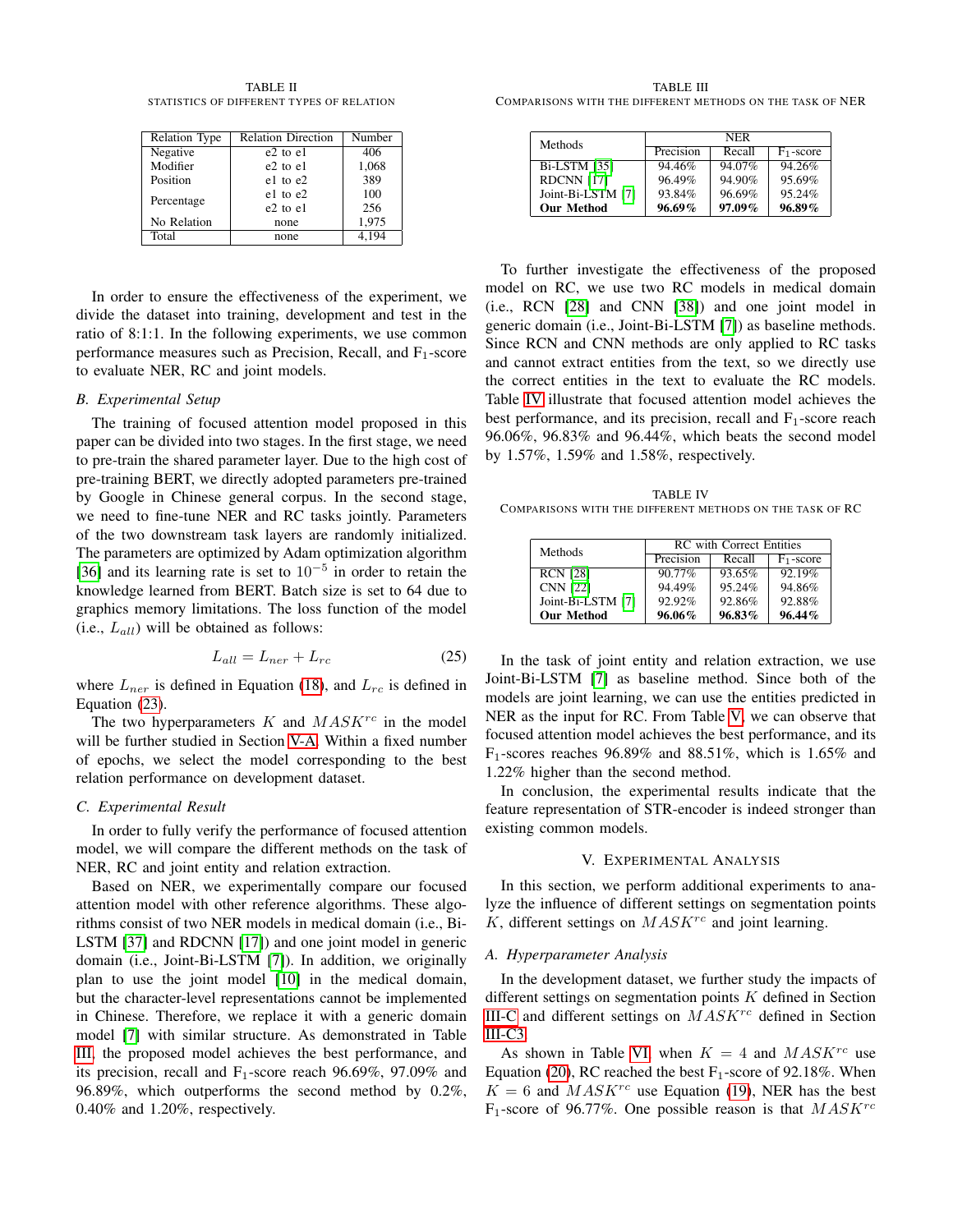TABLE II
STATISTICS OF DIFFERENT TYPES OF RELATION

| Relation Type | Relation Direction | Number |
|---|---|---|
| Negative | e2 to e1 | 406 |
| Modifier | e2 to e1 | 1,068 |
| Position | e1 to e2 | 389 |
| Percentage | e1 to e2 | 100 |
| | e2 to e1 | 256 |
| No Relation | none | 1,975 |
| Total | none | 4,194 |

In order to ensure the effectiveness of the experiment, we divide the dataset into training, development and test in the ratio of 8:1:1. In the following experiments, we use common performance measures such as Precision, Recall, and $F_1$-score to evaluate NER, RC and joint models.

### B. Experimental Setup

The training of focused attention model proposed in this paper can be divided into two stages. In the first stage, we need to pre-train the shared parameter layer. Due to the high cost of pre-training BERT, we directly adopted parameters pre-trained by Google in Chinese general corpus. In the second stage, we need to fine-tune NER and RC tasks jointly. Parameters of the two downstream task layers are randomly initialized. The parameters are optimized by Adam optimization algorithm [36] and its learning rate is set to $10^{-5}$ in order to retain the knowledge learned from BERT. Batch size is set to 64 due to graphics memory limitations. The loss function of the model (i.e., $L_{all}$) will be obtained as follows:

$$L_{all} = L_{ner} + L_{rc} \tag{25}$$

where $L_{ner}$ is defined in Equation (18), and $L_{rc}$ is defined in Equation (23).

The two hyperparameters $K$ and $MASK^{rc}$ in the model will be further studied in Section V-A. Within a fixed number of epochs, we select the model corresponding to the best relation performance on development dataset.

### C. Experimental Result

In order to fully verify the performance of focused attention model, we will compare the different methods on the task of NER, RC and joint entity and relation extraction.

Based on NER, we experimentally compare our focused attention model with other reference algorithms. These algorithms consist of two NER models in medical domain (i.e., Bi-LSTM [37] and RDCNN [17]) and one joint model in generic domain (i.e., Joint-Bi-LSTM [7]). In addition, we originally plan to use the joint model [10] in the medical domain, but the character-level representations cannot be implemented in Chinese. Therefore, we replace it with a generic domain model [7] with similar structure. As demonstrated in Table III, the proposed model achieves the best performance, and its precision, recall and $F_1$-score reach 96.69%, 97.09% and 96.89%, which outperforms the second method by 0.2%, 0.40% and 1.20%, respectively.

TABLE III
COMPARISONS WITH THE DIFFERENT METHODS ON THE TASK OF NER

| Methods | NER | | |
|---|---|---|---|
| | Precision | Recall | $F_1$-score |
| Bi-LSTM [35] | 94.46% | 94.07% | 94.26% |
| RDCNN [17] | 96.49% | 94.90% | 95.69% |
| Joint-Bi-LSTM [7] | 93.84% | 96.69% | 95.24% |
| **Our Method** | **96.69%** | **97.09%** | **96.89%** |

To further investigate the effectiveness of the proposed model on RC, we use two RC models in medical domain (i.e., RCN [28] and CNN [38]) and one joint model in generic domain (i.e., Joint-Bi-LSTM [7]) as baseline methods. Since RCN and CNN methods are only applied to RC tasks and cannot extract entities from the text, so we directly use the correct entities in the text to evaluate the RC models. Table IV illustrate that focused attention model achieves the best performance, its precision, recall and $F_1$-score reach 96.06%, 96.83% and 96.44%, which beats the second model by 1.57%, 1.59% and 1.58%, respectively.

TABLE IV
COMPARISONS WITH THE DIFFERENT METHODS ON THE TASK OF RC

| Methods | RC with Correct Entities | | |
|---|---|---|---|
| | Precision | Recall | $F_1$-score |
| RCN [28] | 90.77% | 93.65% | 92.19% |
| CNN [22] | 94.49% | 95.24% | 94.86% |
| Joint-Bi-LSTM [7] | 92.92% | 92.86% | 92.88% |
| **Our Method** | **96.06%** | **96.83%** | **96.44%** |

In the task of joint entity and relation extraction, we use Joint-Bi-LSTM [7] as baseline method. Since both of the models are joint learning, we can use the entities predicted in NER as the input for RC. From Table V, we can observe that focused attention model achieves the best performance, and its $F_1$-scores reaches 96.89% and 88.51%, which is 1.65% and 1.22% higher than the second method.

In conclusion, the experimental results indicate that the feature representation of STR-encoder is indeed stronger than existing common models.

## V. Experimental Analysis

In this section, we perform additional experiments to analyze the influence of different settings on segmentation points $K$, different settings on $MASK^{rc}$ and joint learning.

### A. Hyperparameter Analysis

In the development dataset, we further study the impacts of different settings on segmentation points $K$ defined in Section III-C and different settings on $MASK^{rc}$ defined in Section III-C3.

As shown in Table VI, when $K = 4$ and $MASK^{rc}$ use Equation (20), RC reached the best $F_1$-score of 92.18%. When $K = 6$ and $MASK^{rc}$ use Equation (19), NER has the best $F_1$-score of 96.77%. One possible reason is that $MASK^{rc}$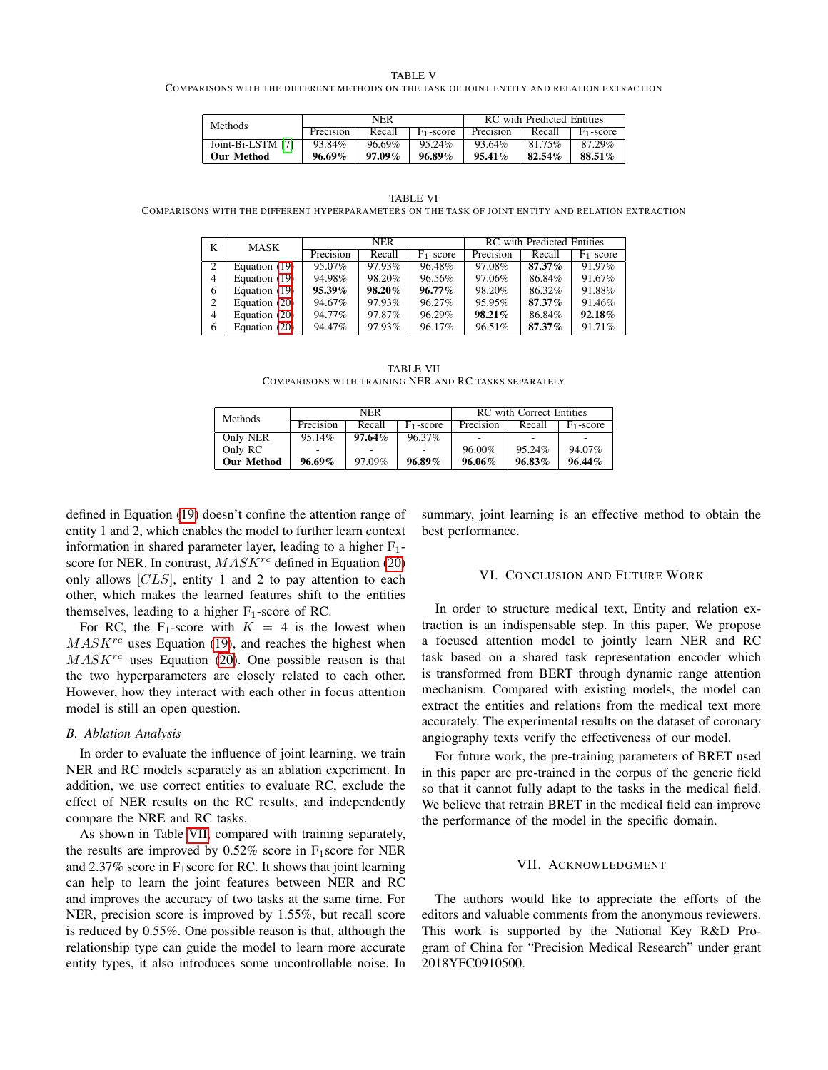TABLE V

COMPARISONS WITH THE DIFFERENT METHODS ON THE TASK OF JOINT ENTITY AND RELATION EXTRACTION

| Methods | NER | | | RC with Predicted Entities | | |
|---|---|---|---|---|---|---|
| | Precision | Recall | $F_1$-score | Precision | Recall | $F_1$-score |
| Joint-Bi-LSTM [7] | 93.84% | 96.69% | 95.24% | 93.64% | 81.75% | 87.29% |
| **Our Method** | **96.69%** | **97.09%** | **96.89%** | **95.41%** | **82.54%** | **88.51%** |

TABLE VI

COMPARISONS WITH THE DIFFERENT HYPERPARAMETERS ON THE TASK OF JOINT ENTITY AND RELATION EXTRACTION

| K | MASK | NER | | | RC with Predicted Entities | | |
|---|---|---|---|---|---|---|---|
| | | Precision | Recall | $F_1$-score | Precision | Recall | $F_1$-score |
| 2 | Equation (19) | 95.07% | 97.93% | 96.48% | 97.08% | **87.37%** | 91.97% |
| 4 | Equation (19) | 94.98% | 98.20% | 96.56% | 97.06% | 86.84% | 91.67% |
| 6 | Equation (19) | **95.39%** | **98.20%** | **96.77%** | 98.20% | 86.32% | 91.88% |
| 2 | Equation (20) | 94.67% | 97.93% | 96.27% | 95.95% | **87.37%** | 91.46% |
| 4 | Equation (20) | 94.77% | 97.87% | 96.29% | **98.21%** | 86.84% | **92.18%** |
| 6 | Equation (20) | 94.47% | 97.93% | 96.17% | 96.51% | **87.37%** | 91.71% |

TABLE VII

COMPARISONS WITH TRAINING NER AND RC TASKS SEPARATELY

| Methods | NER | | | RC with Correct Entities | | |
|---|---|---|---|---|---|---|
| | Precision | Recall | $F_1$-score | Precision | Recall | $F_1$-score |
| Only NER | 95.14% | **97.64%** | 96.37% | - | - | - |
| Only RC | - | - | - | 96.00% | 95.24% | 94.07% |
| **Our Method** | **96.69%** | 97.09% | **96.89%** | **96.06%** | **96.83%** | **96.44%** |

defined in Equation (19) doesn't confine the attention range of entity 1 and 2, which enables the model to further learn context information in shared parameter layer, leading to a higher $F_1$-score for NER. In contrast, $MASK^{rc}$ defined in Equation (20) only allows $[CLS]$, entity 1 and 2 to pay attention to each other, which makes the learned features shift to the entities themselves, leading to a higher $F_1$-score of RC.

For RC, the $F_1$-score with $K = 4$ is the lowest when $MASK^{rc}$ uses Equation (19), and reaches the highest when $MASK^{rc}$ uses Equation (20). One possible reason is that the two hyperparameters are closely related to each other. However, how they interact with each other in focus attention model is still an open question.

### B. Ablation Analysis

In order to evaluate the influence of joint learning, we train NER and RC models separately as an ablation experiment. In addition, we use correct entities to evaluate RC, exclude the effect of NER results on the RC results, and independently compare the NRE and RC tasks.

As shown in Table VII, compared with training separately, the results are improved by 0.52% score in $F_1$score for NER and 2.37% score in $F_1$score for RC. It shows that joint learning can help to learn the joint features between NER and RC and improves the accuracy of two tasks at the same time. For NER, precision score is improved by 1.55%, but recall score is reduced by 0.55%. One possible reason is that, although the relationship type can guide the model to learn more accurate entity types, it also introduces some uncontrollable noise. In summary, joint learning is an effective method to obtain the best performance.

## VI. Conclusion and Future Work

In order to structure medical text, Entity and relation extraction is an indispensable step. In this paper, We propose a focused attention model to jointly learn NER and RC task based on a shared task representation encoder which is transformed from BERT through dynamic range attention mechanism. Compared with existing models, the model can extract the entities and relations from the medical text more accurately. The experimental results on the dataset of coronary angiography texts verify the effectiveness of our model.

For future work, the pre-training parameters of BRET used in this paper are pre-trained in the corpus of the generic field so that it cannot fully adapt to the tasks in the medical field. We believe that retrain BRET in the medical field can improve the performance of the model in the specific domain.

## VII. Acknowledgment

The authors would like to appreciate the efforts of the editors and valuable comments from the anonymous reviewers. This work is supported by the National Key R&D Program of China for "Precision Medical Research" under grant 2018YFC0910500.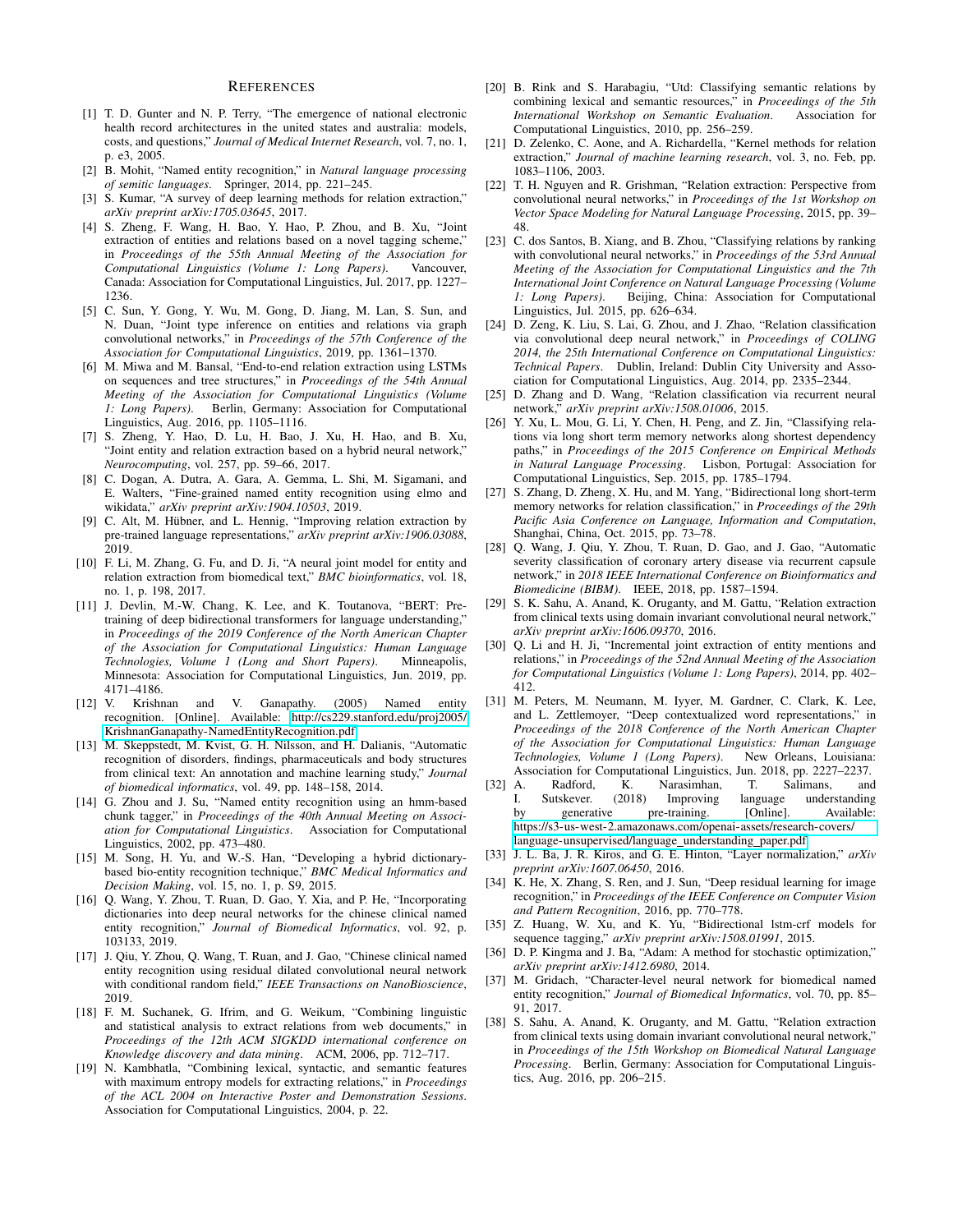## REFERENCES

[1] T. D. Gunter and N. P. Terry, "The emergence of national electronic health record architectures in the united states and australia: models, costs, and questions," *Journal of Medical Internet Research*, vol. 7, no. 1, p. e3, 2005.

[2] B. Mohit, "Named entity recognition," in *Natural language processing of semitic languages*. Springer, 2014, pp. 221–245.

[3] S. Kumar, "A survey of deep learning methods for relation extraction," *arXiv preprint arXiv:1705.03645*, 2017.

[4] S. Zheng, F. Wang, H. Bao, Y. Hao, P. Zhou, and B. Xu, "Joint extraction of entities and relations based on a novel tagging scheme," in *Proceedings of the 55th Annual Meeting of the Association for Computational Linguistics (Volume 1: Long Papers)*. Vancouver, Canada: Association for Computational Linguistics, Jul. 2017, pp. 1227–1236.

[5] C. Sun, Y. Gong, Y. Wu, M. Gong, D. Jiang, M. Lan, S. Sun, and N. Duan, "Joint type inference on entities and relations via graph convolutional networks," in *Proceedings of the 57th Conference of the Association for Computational Linguistics*, 2019, pp. 1361–1370.

[6] M. Miwa and M. Bansal, "End-to-end relation extraction using LSTMs on sequences and tree structures," in *Proceedings of the 54th Annual Meeting of the Association for Computational Linguistics (Volume 1: Long Papers)*. Berlin, Germany: Association for Computational Linguistics, Aug. 2016, pp. 1105–1116.

[7] S. Zheng, Y. Hao, D. Lu, H. Bao, J. Xu, H. Hao, and B. Xu, "Joint entity and relation extraction based on a hybrid neural network," *Neurocomputing*, vol. 257, pp. 59–66, 2017.

[8] C. Dogan, A. Dutra, A. Gara, A. Gemma, L. Shi, M. Sigamani, and E. Walters, "Fine-grained named entity recognition using elmo and wikidata," *arXiv preprint arXiv:1904.10503*, 2019.

[9] C. Alt, M. Hübner, and L. Hennig, "Improving relation extraction by pre-trained language representations," *arXiv preprint arXiv:1906.03088*, 2019.

[10] F. Li, M. Zhang, G. Fu, and D. Ji, "A neural joint model for entity and relation extraction from biomedical text," *BMC bioinformatics*, vol. 18, no. 1, p. 198, 2017.

[11] J. Devlin, M.-W. Chang, K. Lee, and K. Toutanova, "BERT: Pre-training of deep bidirectional transformers for language understanding," in *Proceedings of the 2019 Conference of the North American Chapter of the Association for Computational Linguistics: Human Language Technologies, Volume 1 (Long and Short Papers)*. Minneapolis, Minnesota: Association for Computational Linguistics, Jun. 2019, pp. 4171–4186.

[12] V. Krishnan and V. Ganapathy. (2005) Named entity recognition. [Online]. Available: http://cs229.stanford.edu/proj2005/KrishnanGanapathy-NamedEntityRecognition.pdf

[13] M. Skeppstedt, M. Kvist, G. H. Nilsson, and H. Dalianis, "Automatic recognition of disorders, findings, pharmaceuticals and body structures from clinical text: An annotation and machine learning study," *Journal of biomedical informatics*, vol. 49, pp. 148–158, 2014.

[14] G. Zhou and J. Su, "Named entity recognition using an hmm-based chunk tagger," in *Proceedings of the 40th Annual Meeting on Association for Computational Linguistics*. Association for Computational Linguistics, 2002, pp. 473–480.

[15] M. Song, H. Yu, and W.-S. Han, "Developing a hybrid dictionary-based bio-entity recognition technique," *BMC Medical Informatics and Decision Making*, vol. 15, no. 1, p. S9, 2015.

[16] Q. Wang, Y. Zhou, T. Ruan, D. Gao, Y. Xia, and P. He, "Incorporating dictionaries into deep neural networks for the chinese clinical named entity recognition," *Journal of Biomedical Informatics*, vol. 92, p. 103133, 2019.

[17] J. Qiu, Y. Zhou, Q. Wang, T. Ruan, and J. Gao, "Chinese clinical named entity recognition using residual dilated convolutional neural network with conditional random field," *IEEE Transactions on NanoBioscience*, 2019.

[18] F. M. Suchanek, G. Ifrim, and G. Weikum, "Combining linguistic and statistical analysis to extract relations from web documents," in *Proceedings of the 12th ACM SIGKDD international conference on Knowledge discovery and data mining*. ACM, 2006, pp. 712–717.

[19] N. Kambhatla, "Combining lexical, syntactic, and semantic features with maximum entropy models for extracting relations," in *Proceedings of the ACL 2004 on Interactive Poster and Demonstration Sessions*. Association for Computational Linguistics, 2004, p. 22.

[20] B. Rink and S. Harabagiu, "Utd: Classifying semantic relations by combining lexical and semantic resources," in *Proceedings of the 5th International Workshop on Semantic Evaluation*. Association for Computational Linguistics, 2010, pp. 256–259.

[21] D. Zelenko, C. Aone, and A. Richardella, "Kernel methods for relation extraction," *Journal of machine learning research*, vol. 3, no. Feb, pp. 1083–1106, 2003.

[22] T. H. Nguyen and R. Grishman, "Relation extraction: Perspective from convolutional neural networks," in *Proceedings of the 1st Workshop on Vector Space Modeling for Natural Language Processing*, 2015, pp. 39–48.

[23] C. dos Santos, B. Xiang, and B. Zhou, "Classifying relations by ranking with convolutional neural networks," in *Proceedings of the 53rd Annual Meeting of the Association for Computational Linguistics and the 7th International Joint Conference on Natural Language Processing (Volume 1: Long Papers)*. Beijing, China: Association for Computational Linguistics, Jul. 2015, pp. 626–634.

[24] D. Zeng, K. Liu, S. Lai, G. Zhou, and J. Zhao, "Relation classification via convolutional deep neural network," in *Proceedings of COLING 2014, the 25th International Conference on Computational Linguistics: Technical Papers*. Dublin, Ireland: Dublin City University and Association for Computational Linguistics, Aug. 2014, pp. 2335–2344.

[25] D. Zhang and D. Wang, "Relation classification via recurrent neural network," *arXiv preprint arXiv:1508.01006*, 2015.

[26] Y. Xu, L. Mou, G. Li, Y. Chen, H. Peng, and Z. Jin, "Classifying relations via long short term memory networks along shortest dependency paths," in *Proceedings of the 2015 Conference on Empirical Methods in Natural Language Processing*. Lisbon, Portugal: Association for Computational Linguistics, Sep. 2015, pp. 1785–1794.

[27] S. Zhang, D. Zheng, X. Hu, and M. Yang, "Bidirectional long short-term memory networks for relation classification," in *Proceedings of the 29th Pacific Asia Conference on Language, Information and Computation*, Shanghai, China, Oct. 2015, pp. 73–78.

[28] Q. Wang, J. Qiu, Y. Zhou, T. Ruan, D. Gao, and J. Gao, "Automatic severity classification of coronary artery disease via recurrent capsule network," in *2018 IEEE International Conference on Bioinformatics and Biomedicine (BIBM)*. IEEE, 2018, pp. 1587–1594.

[29] S. K. Sahu, A. Anand, K. Oruganty, and M. Gattu, "Relation extraction from clinical texts using domain invariant convolutional neural network," *arXiv preprint arXiv:1606.09370*, 2016.

[30] Q. Li and H. Ji, "Incremental joint extraction of entity mentions and relations," in *Proceedings of the 52nd Annual Meeting of the Association for Computational Linguistics (Volume 1: Long Papers)*, 2014, pp. 402–412.

[31] M. Peters, M. Neumann, M. Iyyer, M. Gardner, C. Clark, K. Lee, and L. Zettlemoyer, "Deep contextualized word representations," in *Proceedings of the 2018 Conference of the North American Chapter of the Association for Computational Linguistics: Human Language Technologies, Volume 1 (Long Papers)*. New Orleans, Louisiana: Association for Computational Linguistics, Jun. 2018, pp. 2227–2237.

[32] A. Radford, K. Narasimhan, T. Salimans, and I. Sutskever. (2018) Improving language understanding by generative pre-training. [Online]. Available: https://s3-us-west-2.amazonaws.com/openai-assets/research-covers/language-unsupervised/language_understanding_paper.pdf

[33] J. L. Ba, J. R. Kiros, and G. E. Hinton, "Layer normalization," *arXiv preprint arXiv:1607.06450*, 2016.

[34] K. He, X. Zhang, S. Ren, and J. Sun, "Deep residual learning for image recognition," in *Proceedings of the IEEE Conference on Computer Vision and Pattern Recognition*, 2016, pp. 770–778.

[35] Z. Huang, W. Xu, and K. Yu, "Bidirectional lstm-crf models for sequence tagging," *arXiv preprint arXiv:1508.01991*, 2015.

[36] D. P. Kingma and J. Ba, "Adam: A method for stochastic optimization," *arXiv preprint arXiv:1412.6980*, 2014.

[37] M. Gridach, "Character-level neural network for biomedical named entity recognition," *Journal of Biomedical Informatics*, vol. 70, pp. 85–91, 2017.

[38] S. Sahu, A. Anand, K. Oruganty, and M. Gattu, "Relation extraction from clinical texts using domain invariant convolutional neural network," in *Proceedings of the 15th Workshop on Biomedical Natural Language Processing*. Berlin, Germany: Association for Computational Linguistics, Aug. 2016, pp. 206–215.